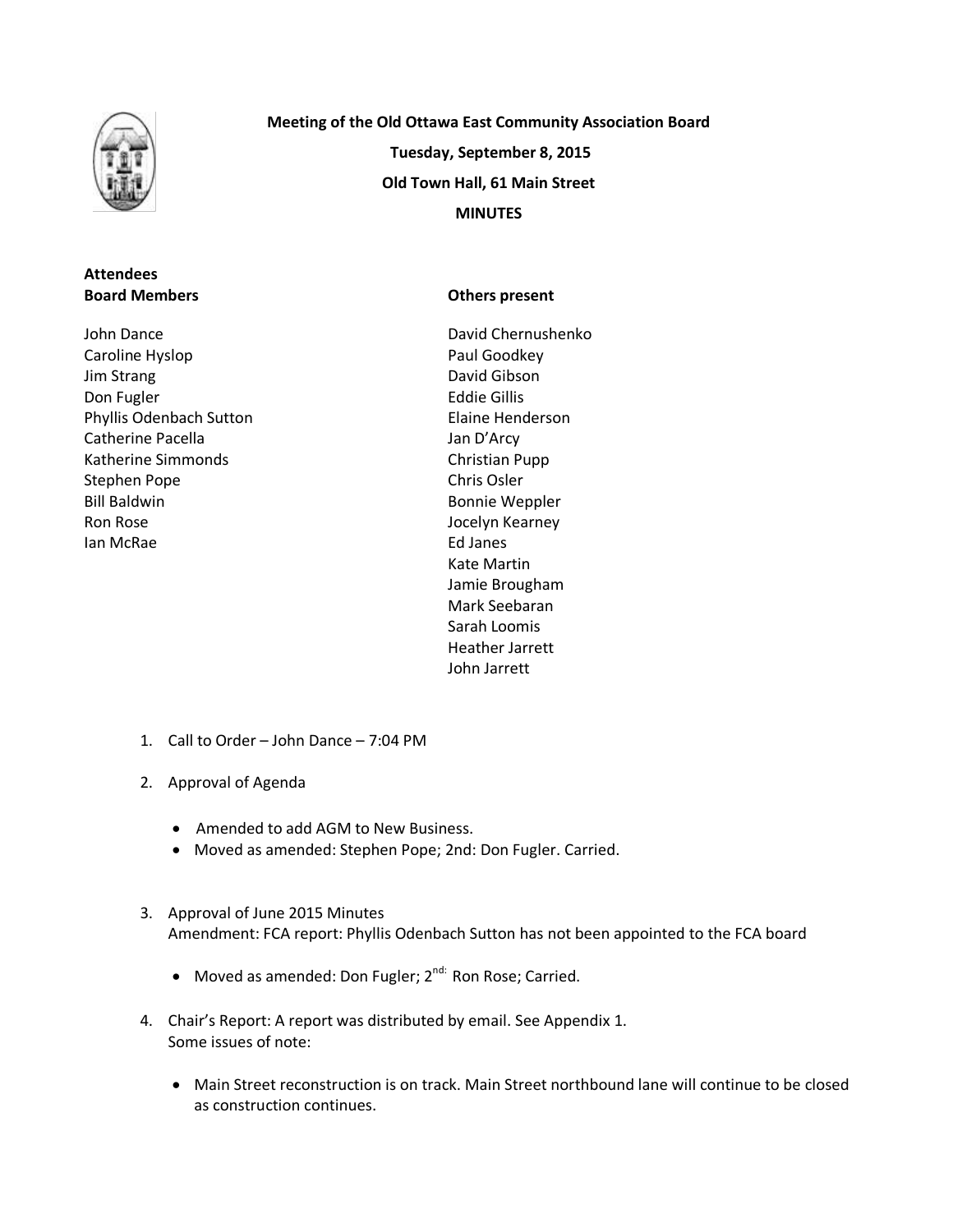**Meeting of the Old Ottawa East Community Association Board**

**Tuesday, September 8, 2015**

**Old Town Hall, 61 Main Street**

**MINUTES**

**Attendees**

**Board Members**

John Dance
Caroline Hyslop
Jim Strang
Don Fugler
Phyllis Odenbach Sutton
Catherine Pacella
Katherine Simmonds
Stephen Pope
Bill Baldwin
Ron Rose
Ian McRae

**Others present**

David Chernushenko
Paul Goodkey
David Gibson
Eddie Gillis
Elaine Henderson
Jan D'Arcy
Christian Pupp
Chris Osler
Bonnie Weppler
Jocelyn Kearney
Ed Janes
Kate Martin
Jamie Brougham
Mark Seebaran
Sarah Loomis
Heather Jarrett
John Jarrett

1. Call to Order – John Dance – 7:04 PM

2. Approval of Agenda

   - Amended to add AGM to New Business.
   - Moved as amended: Stephen Pope; 2nd: Don Fugler. Carried.

3. Approval of June 2015 Minutes
   Amendment: FCA report: Phyllis Odenbach Sutton has not been appointed to the FCA board

   - Moved as amended: Don Fugler; 2nd: Ron Rose; Carried.

4. Chair's Report: A report was distributed by email. See Appendix 1.
   Some issues of note:

   - Main Street reconstruction is on track. Main Street northbound lane will continue to be closed as construction continues.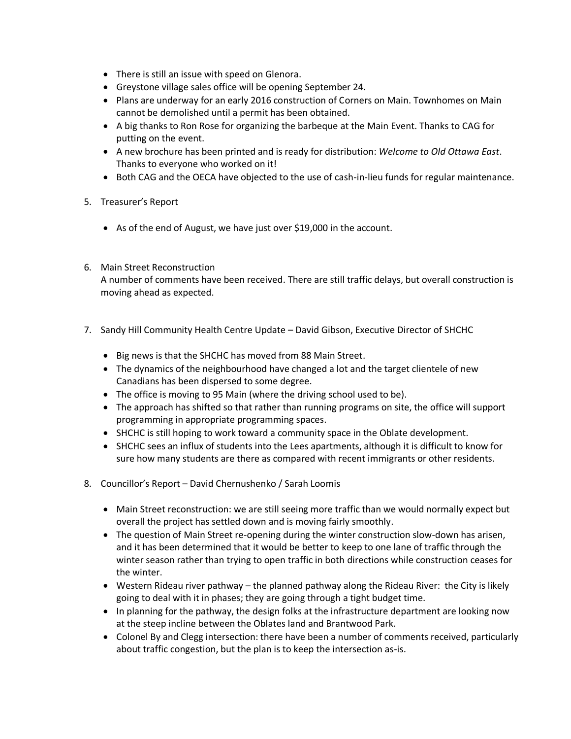- There is still an issue with speed on Glenora.
- Greystone village sales office will be opening September 24.
- Plans are underway for an early 2016 construction of Corners on Main. Townhomes on Main cannot be demolished until a permit has been obtained.
- A big thanks to Ron Rose for organizing the barbeque at the Main Event. Thanks to CAG for putting on the event.
- A new brochure has been printed and is ready for distribution: *Welcome to Old Ottawa East*. Thanks to everyone who worked on it!
- Both CAG and the OECA have objected to the use of cash-in-lieu funds for regular maintenance.

5. Treasurer's Report

    - As of the end of August, we have just over $19,000 in the account.

6. Main Street Reconstruction
    A number of comments have been received. There are still traffic delays, but overall construction is moving ahead as expected.

7. Sandy Hill Community Health Centre Update – David Gibson, Executive Director of SHCHC

    - Big news is that the SHCHC has moved from 88 Main Street.
    - The dynamics of the neighbourhood have changed a lot and the target clientele of new Canadians has been dispersed to some degree.
    - The office is moving to 95 Main (where the driving school used to be).
    - The approach has shifted so that rather than running programs on site, the office will support programming in appropriate programming spaces.
    - SHCHC is still hoping to work toward a community space in the Oblate development.
    - SHCHC sees an influx of students into the Lees apartments, although it is difficult to know for sure how many students are there as compared with recent immigrants or other residents.

8. Councillor's Report – David Chernushenko / Sarah Loomis

    - Main Street reconstruction: we are still seeing more traffic than we would normally expect but overall the project has settled down and is moving fairly smoothly.
    - The question of Main Street re-opening during the winter construction slow-down has arisen, and it has been determined that it would be better to keep to one lane of traffic through the winter season rather than trying to open traffic in both directions while construction ceases for the winter.
    - Western Rideau river pathway – the planned pathway along the Rideau River: the City is likely going to deal with it in phases; they are going through a tight budget time.
    - In planning for the pathway, the design folks at the infrastructure department are looking now at the steep incline between the Oblates land and Brantwood Park.
    - Colonel By and Clegg intersection: there have been a number of comments received, particularly about traffic congestion, but the plan is to keep the intersection as-is.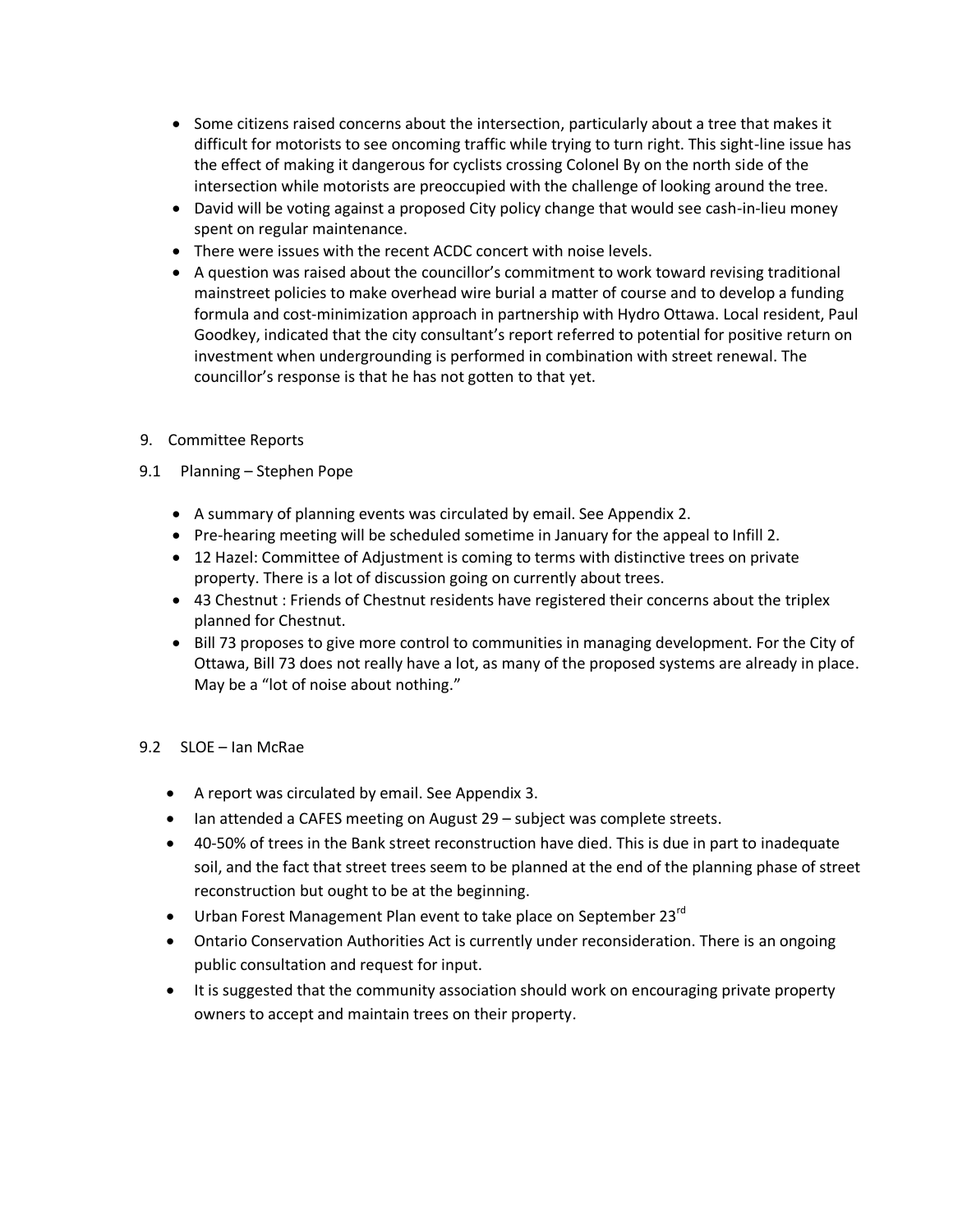- Some citizens raised concerns about the intersection, particularly about a tree that makes it difficult for motorists to see oncoming traffic while trying to turn right. This sight-line issue has the effect of making it dangerous for cyclists crossing Colonel By on the north side of the intersection while motorists are preoccupied with the challenge of looking around the tree.
- David will be voting against a proposed City policy change that would see cash-in-lieu money spent on regular maintenance.
- There were issues with the recent ACDC concert with noise levels.
- A question was raised about the councillor's commitment to work toward revising traditional mainstreet policies to make overhead wire burial a matter of course and to develop a funding formula and cost-minimization approach in partnership with Hydro Ottawa. Local resident, Paul Goodkey, indicated that the city consultant's report referred to potential for positive return on investment when undergrounding is performed in combination with street renewal. The councillor's response is that he has not gotten to that yet.

9. Committee Reports

9.1 Planning – Stephen Pope

- A summary of planning events was circulated by email. See Appendix 2.
- Pre-hearing meeting will be scheduled sometime in January for the appeal to Infill 2.
- 12 Hazel: Committee of Adjustment is coming to terms with distinctive trees on private property. There is a lot of discussion going on currently about trees.
- 43 Chestnut : Friends of Chestnut residents have registered their concerns about the triplex planned for Chestnut.
- Bill 73 proposes to give more control to communities in managing development. For the City of Ottawa, Bill 73 does not really have a lot, as many of the proposed systems are already in place. May be a "lot of noise about nothing."

9.2 SLOE – Ian McRae

- A report was circulated by email. See Appendix 3.
- Ian attended a CAFES meeting on August 29 – subject was complete streets.
- 40-50% of trees in the Bank street reconstruction have died. This is due in part to inadequate soil, and the fact that street trees seem to be planned at the end of the planning phase of street reconstruction but ought to be at the beginning.
- Urban Forest Management Plan event to take place on September 23rd
- Ontario Conservation Authorities Act is currently under reconsideration. There is an ongoing public consultation and request for input.
- It is suggested that the community association should work on encouraging private property owners to accept and maintain trees on their property.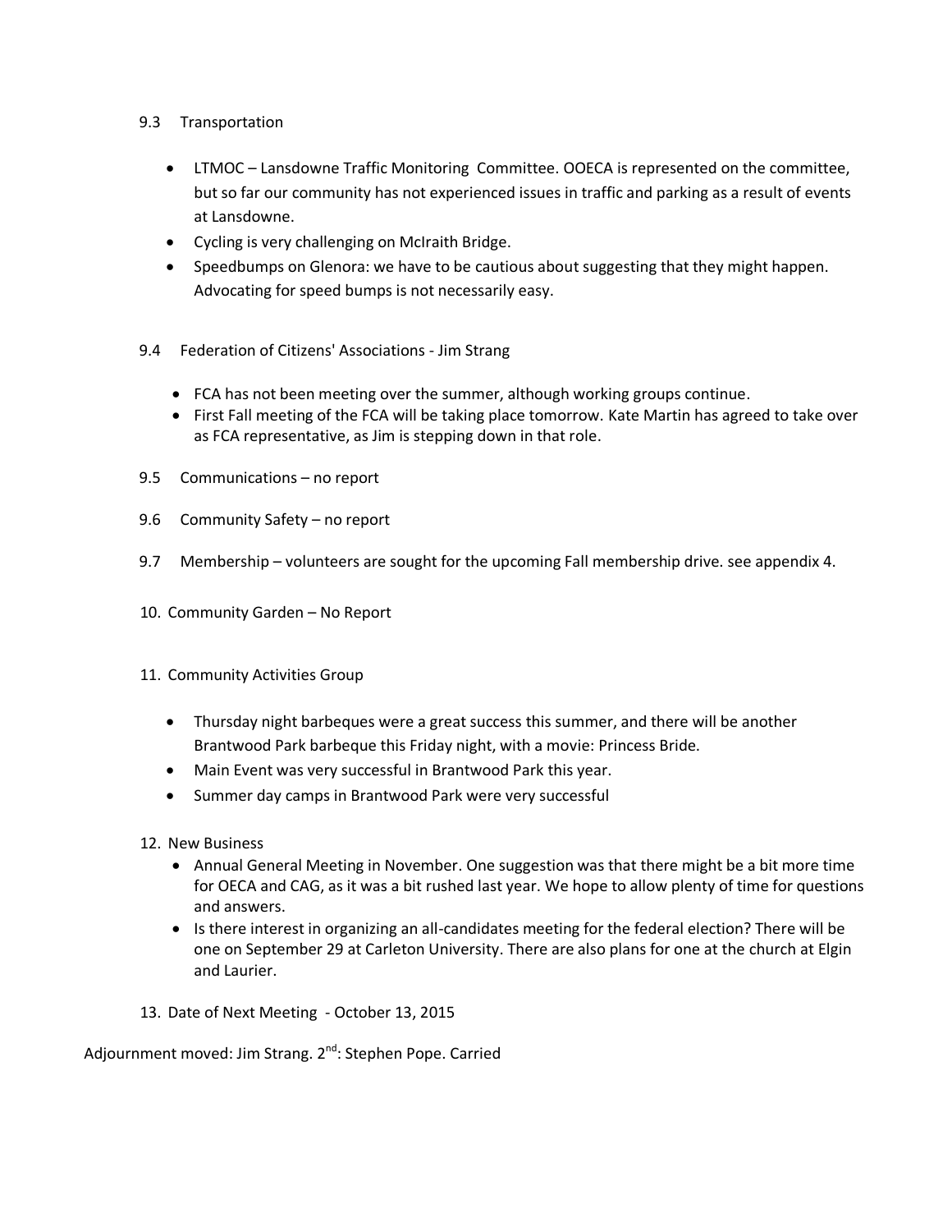9.3 Transportation

- LTMOC – Lansdowne Traffic Monitoring Committee. OOECA is represented on the committee, but so far our community has not experienced issues in traffic and parking as a result of events at Lansdowne.
- Cycling is very challenging on McIraith Bridge.
- Speedbumps on Glenora: we have to be cautious about suggesting that they might happen. Advocating for speed bumps is not necessarily easy.

9.4 Federation of Citizens' Associations - Jim Strang

- FCA has not been meeting over the summer, although working groups continue.
- First Fall meeting of the FCA will be taking place tomorrow. Kate Martin has agreed to take over as FCA representative, as Jim is stepping down in that role.

9.5 Communications – no report

9.6 Community Safety – no report

9.7 Membership – volunteers are sought for the upcoming Fall membership drive. see appendix 4.

10. Community Garden – No Report

11. Community Activities Group

- Thursday night barbeques were a great success this summer, and there will be another Brantwood Park barbeque this Friday night, with a movie: Princess Bride.
- Main Event was very successful in Brantwood Park this year.
- Summer day camps in Brantwood Park were very successful

12. New Business
- Annual General Meeting in November. One suggestion was that there might be a bit more time for OECA and CAG, as it was a bit rushed last year. We hope to allow plenty of time for questions and answers.
- Is there interest in organizing an all-candidates meeting for the federal election? There will be one on September 29 at Carleton University. There are also plans for one at the church at Elgin and Laurier.

13. Date of Next Meeting - October 13, 2015

Adjournment moved: Jim Strang. 2nd: Stephen Pope. Carried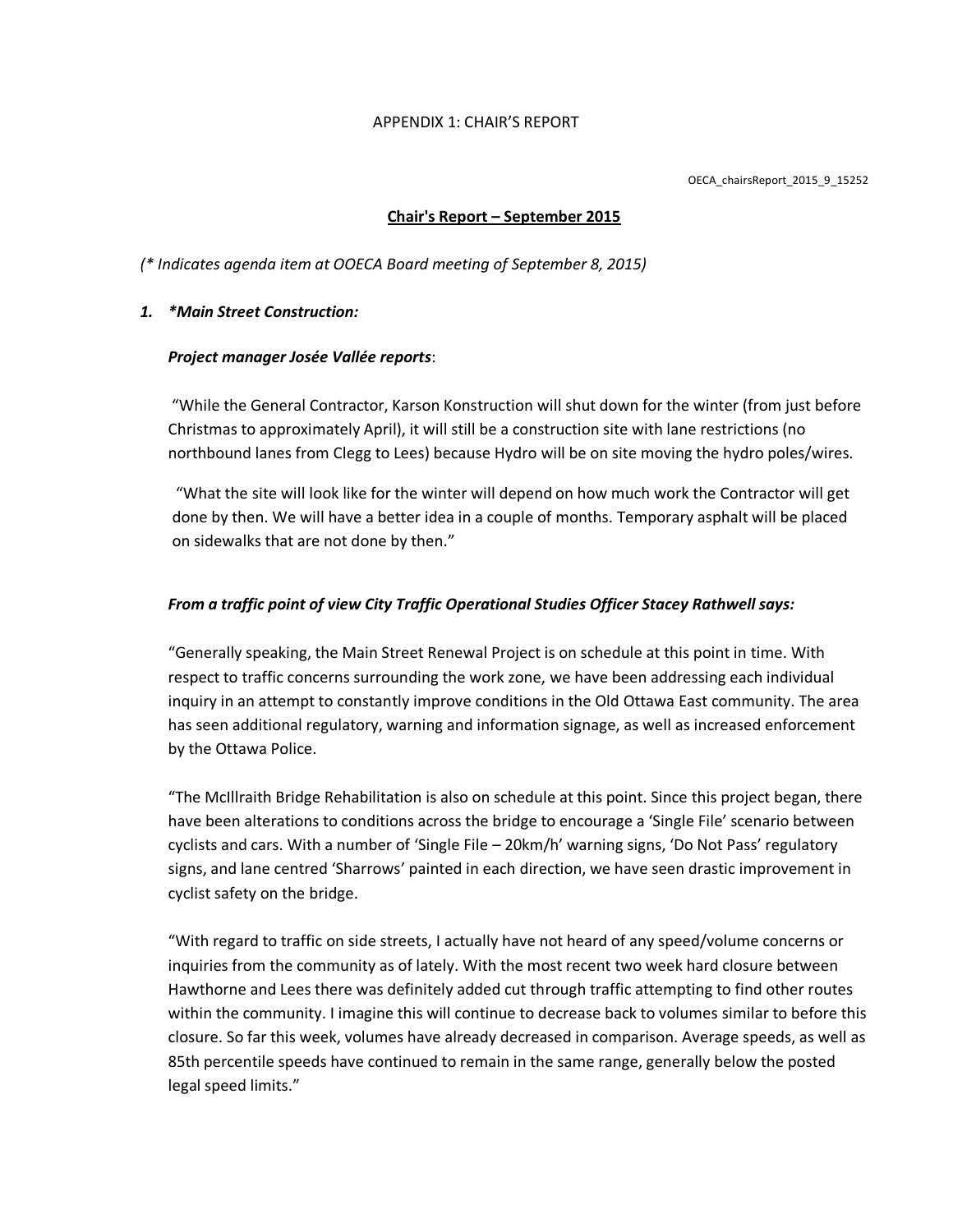APPENDIX 1: CHAIR'S REPORT

OECA_chairsReport_2015_9_15252

**Chair's Report – September 2015**

*(* Indicates agenda item at OOECA Board meeting of September 8, 2015)*

1. ***Main Street Construction:***

   ***Project manager Josée Vallée reports***:

   "While the General Contractor, Karson Konstruction will shut down for the winter (from just before Christmas to approximately April), it will still be a construction site with lane restrictions (no northbound lanes from Clegg to Lees) because Hydro will be on site moving the hydro poles/wires.

   "What the site will look like for the winter will depend on how much work the Contractor will get done by then. We will have a better idea in a couple of months. Temporary asphalt will be placed on sidewalks that are not done by then."

   ***From a traffic point of view City Traffic Operational Studies Officer Stacey Rathwell says:***

   "Generally speaking, the Main Street Renewal Project is on schedule at this point in time. With respect to traffic concerns surrounding the work zone, we have been addressing each individual inquiry in an attempt to constantly improve conditions in the Old Ottawa East community. The area has seen additional regulatory, warning and information signage, as well as increased enforcement by the Ottawa Police.

   "The McIllraith Bridge Rehabilitation is also on schedule at this point. Since this project began, there have been alterations to conditions across the bridge to encourage a 'Single File' scenario between cyclists and cars. With a number of 'Single File – 20km/h' warning signs, 'Do Not Pass' regulatory signs, and lane centred 'Sharrows' painted in each direction, we have seen drastic improvement in cyclist safety on the bridge.

   "With regard to traffic on side streets, I actually have not heard of any speed/volume concerns or inquiries from the community as of lately. With the most recent two week hard closure between Hawthorne and Lees there was definitely added cut through traffic attempting to find other routes within the community. I imagine this will continue to decrease back to volumes similar to before this closure. So far this week, volumes have already decreased in comparison. Average speeds, as well as 85th percentile speeds have continued to remain in the same range, generally below the posted legal speed limits."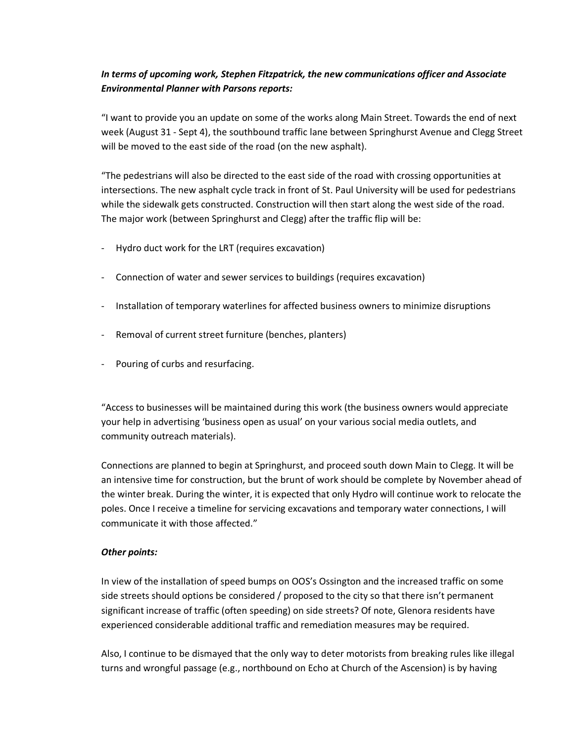***In terms of upcoming work, Stephen Fitzpatrick, the new communications officer and Associate Environmental Planner with Parsons reports:***

"I want to provide you an update on some of the works along Main Street. Towards the end of next week (August 31 - Sept 4), the southbound traffic lane between Springhurst Avenue and Clegg Street will be moved to the east side of the road (on the new asphalt).

"The pedestrians will also be directed to the east side of the road with crossing opportunities at intersections. The new asphalt cycle track in front of St. Paul University will be used for pedestrians while the sidewalk gets constructed. Construction will then start along the west side of the road. The major work (between Springhurst and Clegg) after the traffic flip will be:

- Hydro duct work for the LRT (requires excavation)
- Connection of water and sewer services to buildings (requires excavation)
- Installation of temporary waterlines for affected business owners to minimize disruptions
- Removal of current street furniture (benches, planters)
- Pouring of curbs and resurfacing.

"Access to businesses will be maintained during this work (the business owners would appreciate your help in advertising 'business open as usual' on your various social media outlets, and community outreach materials).

Connections are planned to begin at Springhurst, and proceed south down Main to Clegg. It will be an intensive time for construction, but the brunt of work should be complete by November ahead of the winter break. During the winter, it is expected that only Hydro will continue work to relocate the poles. Once I receive a timeline for servicing excavations and temporary water connections, I will communicate it with those affected."

***Other points:***

In view of the installation of speed bumps on OOS's Ossington and the increased traffic on some side streets should options be considered / proposed to the city so that there isn't permanent significant increase of traffic (often speeding) on side streets? Of note, Glenora residents have experienced considerable additional traffic and remediation measures may be required.

Also, I continue to be dismayed that the only way to deter motorists from breaking rules like illegal turns and wrongful passage (e.g., northbound on Echo at Church of the Ascension) is by having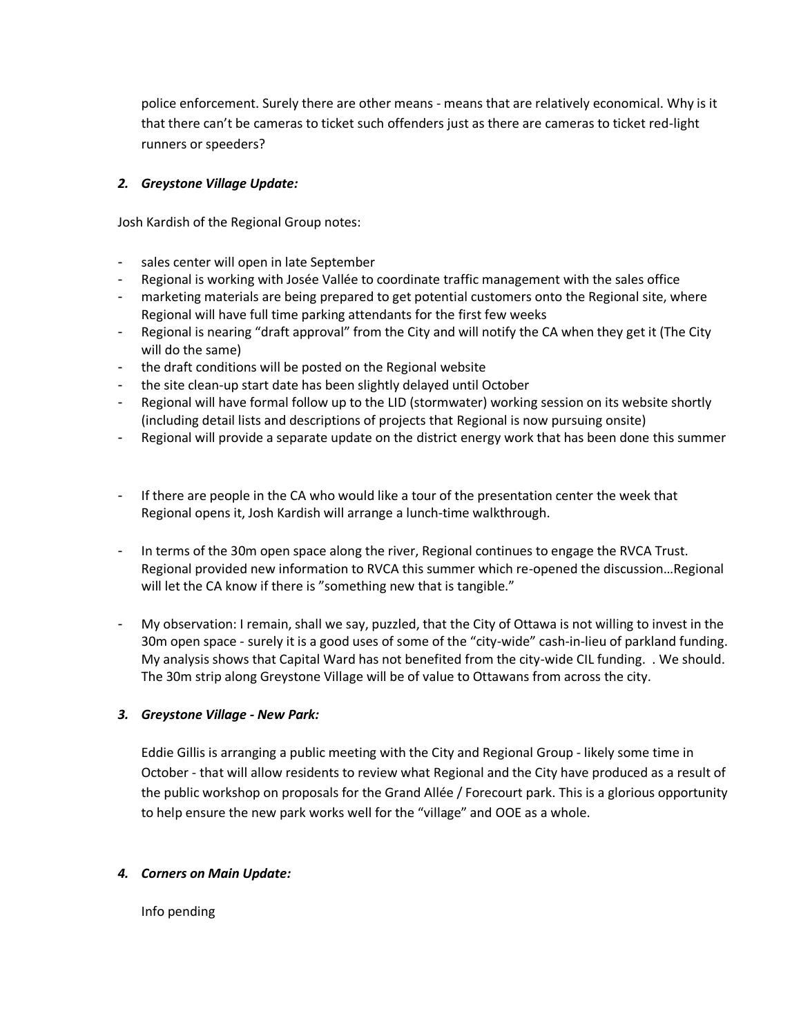police enforcement. Surely there are other means - means that are relatively economical. Why is it that there can't be cameras to ticket such offenders just as there are cameras to ticket red-light runners or speeders?

### *2. Greystone Village Update:*

Josh Kardish of the Regional Group notes:

- sales center will open in late September
- Regional is working with Josée Vallée to coordinate traffic management with the sales office
- marketing materials are being prepared to get potential customers onto the Regional site, where Regional will have full time parking attendants for the first few weeks
- Regional is nearing "draft approval" from the City and will notify the CA when they get it (The City will do the same)
- the draft conditions will be posted on the Regional website
- the site clean-up start date has been slightly delayed until October
- Regional will have formal follow up to the LID (stormwater) working session on its website shortly (including detail lists and descriptions of projects that Regional is now pursuing onsite)
- Regional will provide a separate update on the district energy work that has been done this summer

- If there are people in the CA who would like a tour of the presentation center the week that Regional opens it, Josh Kardish will arrange a lunch-time walkthrough.

- In terms of the 30m open space along the river, Regional continues to engage the RVCA Trust. Regional provided new information to RVCA this summer which re-opened the discussion…Regional will let the CA know if there is "something new that is tangible."

- My observation: I remain, shall we say, puzzled, that the City of Ottawa is not willing to invest in the 30m open space - surely it is a good uses of some of the "city-wide" cash-in-lieu of parkland funding. My analysis shows that Capital Ward has not benefited from the city-wide CIL funding. . We should. The 30m strip along Greystone Village will be of value to Ottawans from across the city.

### *3. Greystone Village - New Park:*

Eddie Gillis is arranging a public meeting with the City and Regional Group - likely some time in October - that will allow residents to review what Regional and the City have produced as a result of the public workshop on proposals for the Grand Allée / Forecourt park. This is a glorious opportunity to help ensure the new park works well for the "village" and OOE as a whole.

### *4. Corners on Main Update:*

Info pending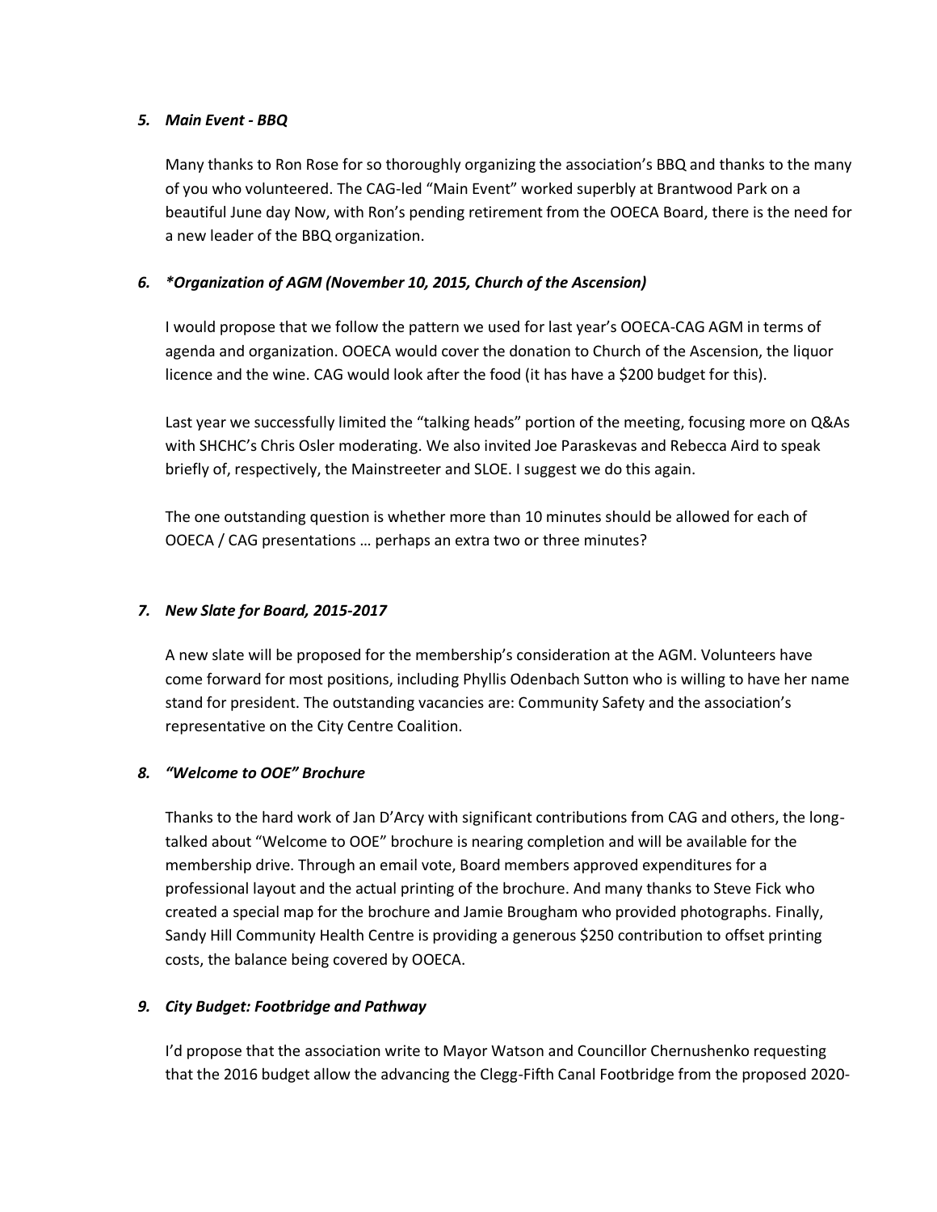### *5. Main Event - BBQ*

Many thanks to Ron Rose for so thoroughly organizing the association's BBQ and thanks to the many of you who volunteered. The CAG-led "Main Event" worked superbly at Brantwood Park on a beautiful June day Now, with Ron's pending retirement from the OOECA Board, there is the need for a new leader of the BBQ organization.

### *6. *Organization of AGM (November 10, 2015, Church of the Ascension)*

I would propose that we follow the pattern we used for last year's OOECA-CAG AGM in terms of agenda and organization. OOECA would cover the donation to Church of the Ascension, the liquor licence and the wine. CAG would look after the food (it has have a $200 budget for this).

Last year we successfully limited the "talking heads" portion of the meeting, focusing more on Q&As with SHCHC's Chris Osler moderating. We also invited Joe Paraskevas and Rebecca Aird to speak briefly of, respectively, the Mainstreeter and SLOE. I suggest we do this again.

The one outstanding question is whether more than 10 minutes should be allowed for each of OOECA / CAG presentations … perhaps an extra two or three minutes?

### *7. New Slate for Board, 2015-2017*

A new slate will be proposed for the membership's consideration at the AGM. Volunteers have come forward for most positions, including Phyllis Odenbach Sutton who is willing to have her name stand for president. The outstanding vacancies are: Community Safety and the association's representative on the City Centre Coalition.

### *8. "Welcome to OOE" Brochure*

Thanks to the hard work of Jan D'Arcy with significant contributions from CAG and others, the long-talked about "Welcome to OOE" brochure is nearing completion and will be available for the membership drive. Through an email vote, Board members approved expenditures for a professional layout and the actual printing of the brochure. And many thanks to Steve Fick who created a special map for the brochure and Jamie Brougham who provided photographs. Finally, Sandy Hill Community Health Centre is providing a generous $250 contribution to offset printing costs, the balance being covered by OOECA.

### *9. City Budget: Footbridge and Pathway*

I'd propose that the association write to Mayor Watson and Councillor Chernushenko requesting that the 2016 budget allow the advancing the Clegg-Fifth Canal Footbridge from the proposed 2020-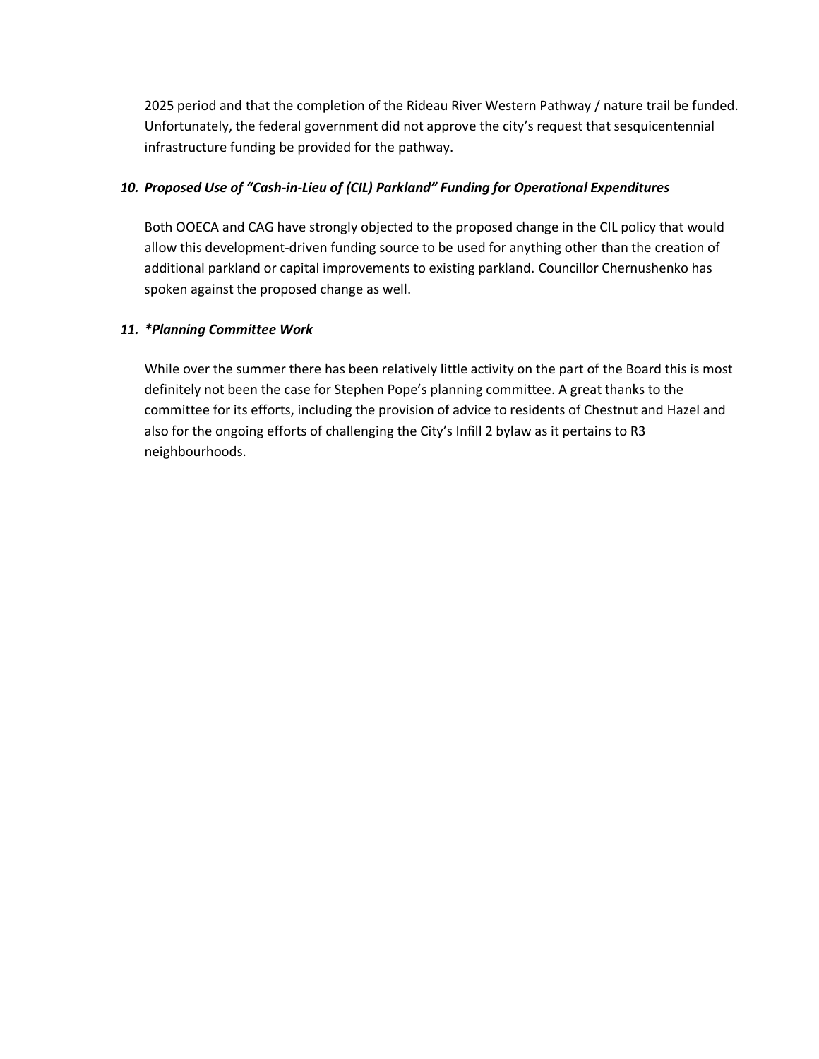2025 period and that the completion of the Rideau River Western Pathway / nature trail be funded. Unfortunately, the federal government did not approve the city's request that sesquicentennial infrastructure funding be provided for the pathway.

### *10. Proposed Use of "Cash-in-Lieu of (CIL) Parkland" Funding for Operational Expenditures*

Both OOECA and CAG have strongly objected to the proposed change in the CIL policy that would allow this development-driven funding source to be used for anything other than the creation of additional parkland or capital improvements to existing parkland. Councillor Chernushenko has spoken against the proposed change as well.

### *11. *Planning Committee Work*

While over the summer there has been relatively little activity on the part of the Board this is most definitely not been the case for Stephen Pope's planning committee. A great thanks to the committee for its efforts, including the provision of advice to residents of Chestnut and Hazel and also for the ongoing efforts of challenging the City's Infill 2 bylaw as it pertains to R3 neighbourhoods.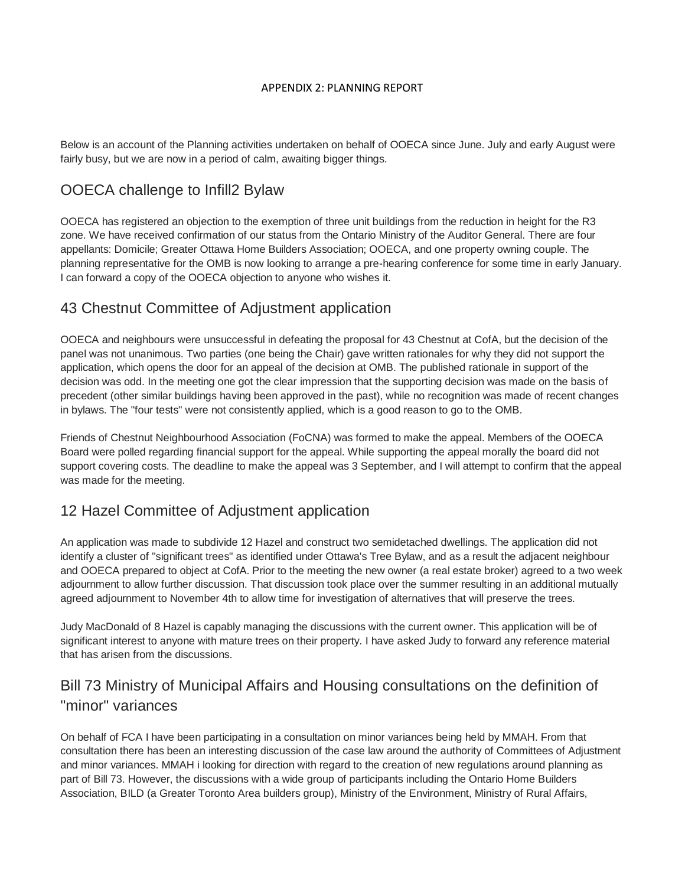APPENDIX 2: PLANNING REPORT

Below is an account of the Planning activities undertaken on behalf of OOECA since June. July and early August were fairly busy, but we are now in a period of calm, awaiting bigger things.

## OOECA challenge to Infill2 Bylaw

OOECA has registered an objection to the exemption of three unit buildings from the reduction in height for the R3 zone. We have received confirmation of our status from the Ontario Ministry of the Auditor General. There are four appellants: Domicile; Greater Ottawa Home Builders Association; OOECA, and one property owning couple. The planning representative for the OMB is now looking to arrange a pre-hearing conference for some time in early January. I can forward a copy of the OOECA objection to anyone who wishes it.

## 43 Chestnut Committee of Adjustment application

OOECA and neighbours were unsuccessful in defeating the proposal for 43 Chestnut at CofA, but the decision of the panel was not unanimous. Two parties (one being the Chair) gave written rationales for why they did not support the application, which opens the door for an appeal of the decision at OMB. The published rationale in support of the decision was odd. In the meeting one got the clear impression that the supporting decision was made on the basis of precedent (other similar buildings having been approved in the past), while no recognition was made of recent changes in bylaws. The "four tests" were not consistently applied, which is a good reason to go to the OMB.

Friends of Chestnut Neighbourhood Association (FoCNA) was formed to make the appeal. Members of the OOECA Board were polled regarding financial support for the appeal. While supporting the appeal morally the board did not support covering costs. The deadline to make the appeal was 3 September, and I will attempt to confirm that the appeal was made for the meeting.

## 12 Hazel Committee of Adjustment application

An application was made to subdivide 12 Hazel and construct two semidetached dwellings. The application did not identify a cluster of "significant trees" as identified under Ottawa's Tree Bylaw, and as a result the adjacent neighbour and OOECA prepared to object at CofA. Prior to the meeting the new owner (a real estate broker) agreed to a two week adjournment to allow further discussion. That discussion took place over the summer resulting in an additional mutually agreed adjournment to November 4th to allow time for investigation of alternatives that will preserve the trees.

Judy MacDonald of 8 Hazel is capably managing the discussions with the current owner. This application will be of significant interest to anyone with mature trees on their property. I have asked Judy to forward any reference material that has arisen from the discussions.

## Bill 73 Ministry of Municipal Affairs and Housing consultations on the definition of "minor" variances

On behalf of FCA I have been participating in a consultation on minor variances being held by MMAH. From that consultation there has been an interesting discussion of the case law around the authority of Committees of Adjustment and minor variances. MMAH i looking for direction with regard to the creation of new regulations around planning as part of Bill 73. However, the discussions with a wide group of participants including the Ontario Home Builders Association, BILD (a Greater Toronto Area builders group), Ministry of the Environment, Ministry of Rural Affairs,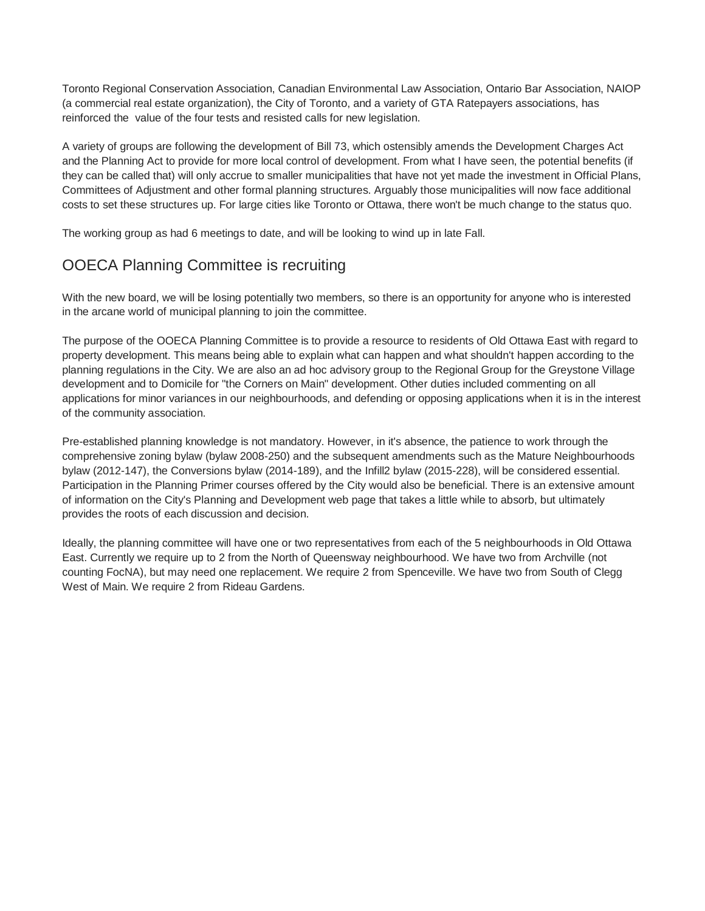Toronto Regional Conservation Association, Canadian Environmental Law Association, Ontario Bar Association, NAIOP (a commercial real estate organization), the City of Toronto, and a variety of GTA Ratepayers associations, has reinforced the value of the four tests and resisted calls for new legislation.

A variety of groups are following the development of Bill 73, which ostensibly amends the Development Charges Act and the Planning Act to provide for more local control of development. From what I have seen, the potential benefits (if they can be called that) will only accrue to smaller municipalities that have not yet made the investment in Official Plans, Committees of Adjustment and other formal planning structures. Arguably those municipalities will now face additional costs to set these structures up. For large cities like Toronto or Ottawa, there won't be much change to the status quo.

The working group as had 6 meetings to date, and will be looking to wind up in late Fall.

## OOECA Planning Committee is recruiting

With the new board, we will be losing potentially two members, so there is an opportunity for anyone who is interested in the arcane world of municipal planning to join the committee.

The purpose of the OOECA Planning Committee is to provide a resource to residents of Old Ottawa East with regard to property development. This means being able to explain what can happen and what shouldn't happen according to the planning regulations in the City. We are also an ad hoc advisory group to the Regional Group for the Greystone Village development and to Domicile for "the Corners on Main" development. Other duties included commenting on all applications for minor variances in our neighbourhoods, and defending or opposing applications when it is in the interest of the community association.

Pre-established planning knowledge is not mandatory. However, in it's absence, the patience to work through the comprehensive zoning bylaw (bylaw 2008-250) and the subsequent amendments such as the Mature Neighbourhoods bylaw (2012-147), the Conversions bylaw (2014-189), and the Infill2 bylaw (2015-228), will be considered essential. Participation in the Planning Primer courses offered by the City would also be beneficial. There is an extensive amount of information on the City's Planning and Development web page that takes a little while to absorb, but ultimately provides the roots of each discussion and decision.

Ideally, the planning committee will have one or two representatives from each of the 5 neighbourhoods in Old Ottawa East. Currently we require up to 2 from the North of Queensway neighbourhood. We have two from Archville (not counting FocNA), but may need one replacement. We require 2 from Spenceville. We have two from South of Clegg West of Main. We require 2 from Rideau Gardens.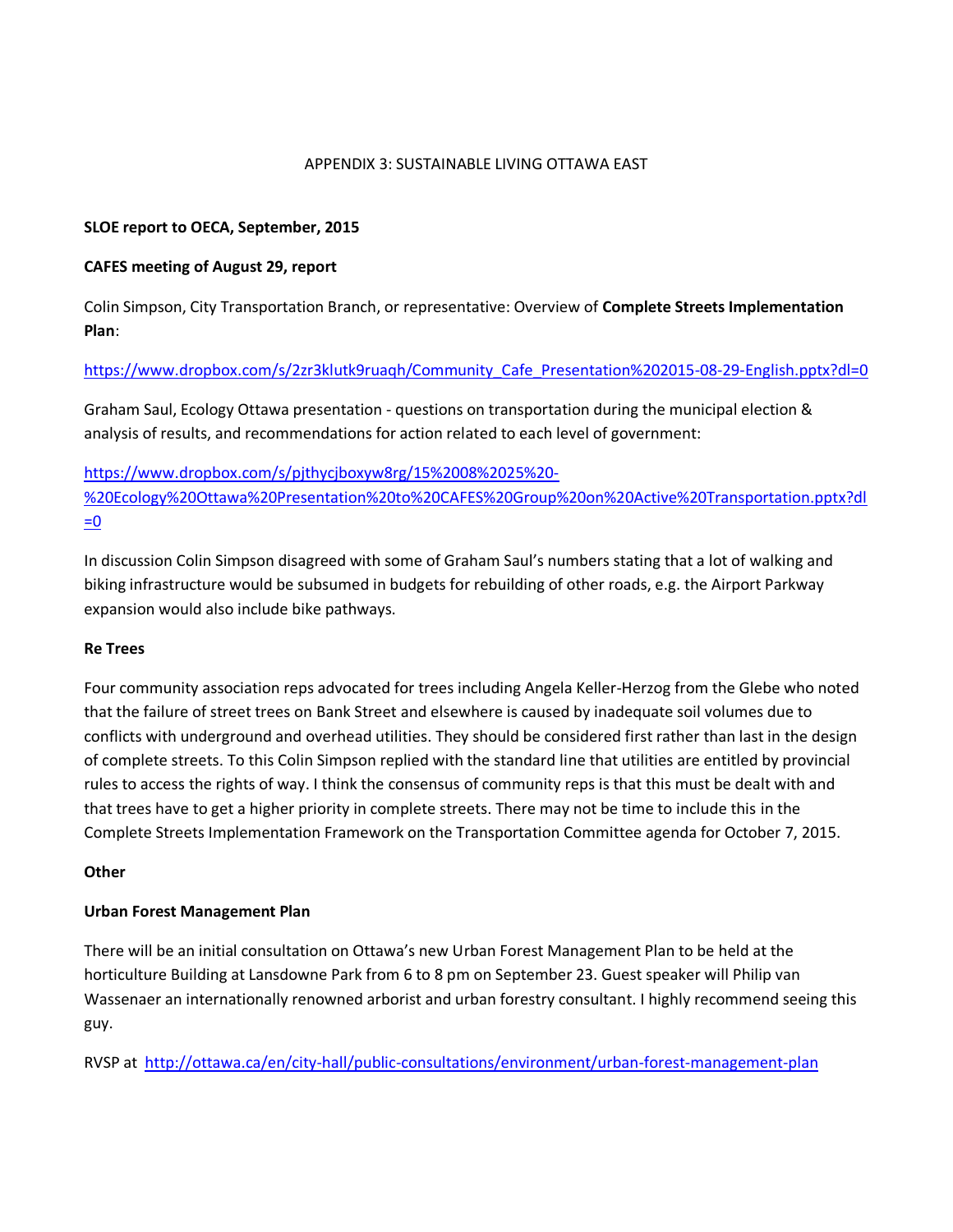APPENDIX 3: SUSTAINABLE LIVING OTTAWA EAST

**SLOE report to OECA, September, 2015**

**CAFES meeting of August 29, report**

Colin Simpson, City Transportation Branch, or representative: Overview of **Complete Streets Implementation Plan**:

https://www.dropbox.com/s/2zr3klutk9ruaqh/Community_Cafe_Presentation%202015-08-29-English.pptx?dl=0

Graham Saul, Ecology Ottawa presentation - questions on transportation during the municipal election & analysis of results, and recommendations for action related to each level of government:

https://www.dropbox.com/s/pjthycjboxyw8rg/15%2008%2025%20-%20Ecology%20Ottawa%20Presentation%20to%20CAFES%20Group%20on%20Active%20Transportation.pptx?dl=0

In discussion Colin Simpson disagreed with some of Graham Saul's numbers stating that a lot of walking and biking infrastructure would be subsumed in budgets for rebuilding of other roads, e.g. the Airport Parkway expansion would also include bike pathways.

**Re Trees**

Four community association reps advocated for trees including Angela Keller-Herzog from the Glebe who noted that the failure of street trees on Bank Street and elsewhere is caused by inadequate soil volumes due to conflicts with underground and overhead utilities. They should be considered first rather than last in the design of complete streets. To this Colin Simpson replied with the standard line that utilities are entitled by provincial rules to access the rights of way. I think the consensus of community reps is that this must be dealt with and that trees have to get a higher priority in complete streets. There may not be time to include this in the Complete Streets Implementation Framework on the Transportation Committee agenda for October 7, 2015.

**Other**

**Urban Forest Management Plan**

There will be an initial consultation on Ottawa's new Urban Forest Management Plan to be held at the horticulture Building at Lansdowne Park from 6 to 8 pm on September 23. Guest speaker will Philip van Wassenaer an internationally renowned arborist and urban forestry consultant. I highly recommend seeing this guy.

RVSP at http://ottawa.ca/en/city-hall/public-consultations/environment/urban-forest-management-plan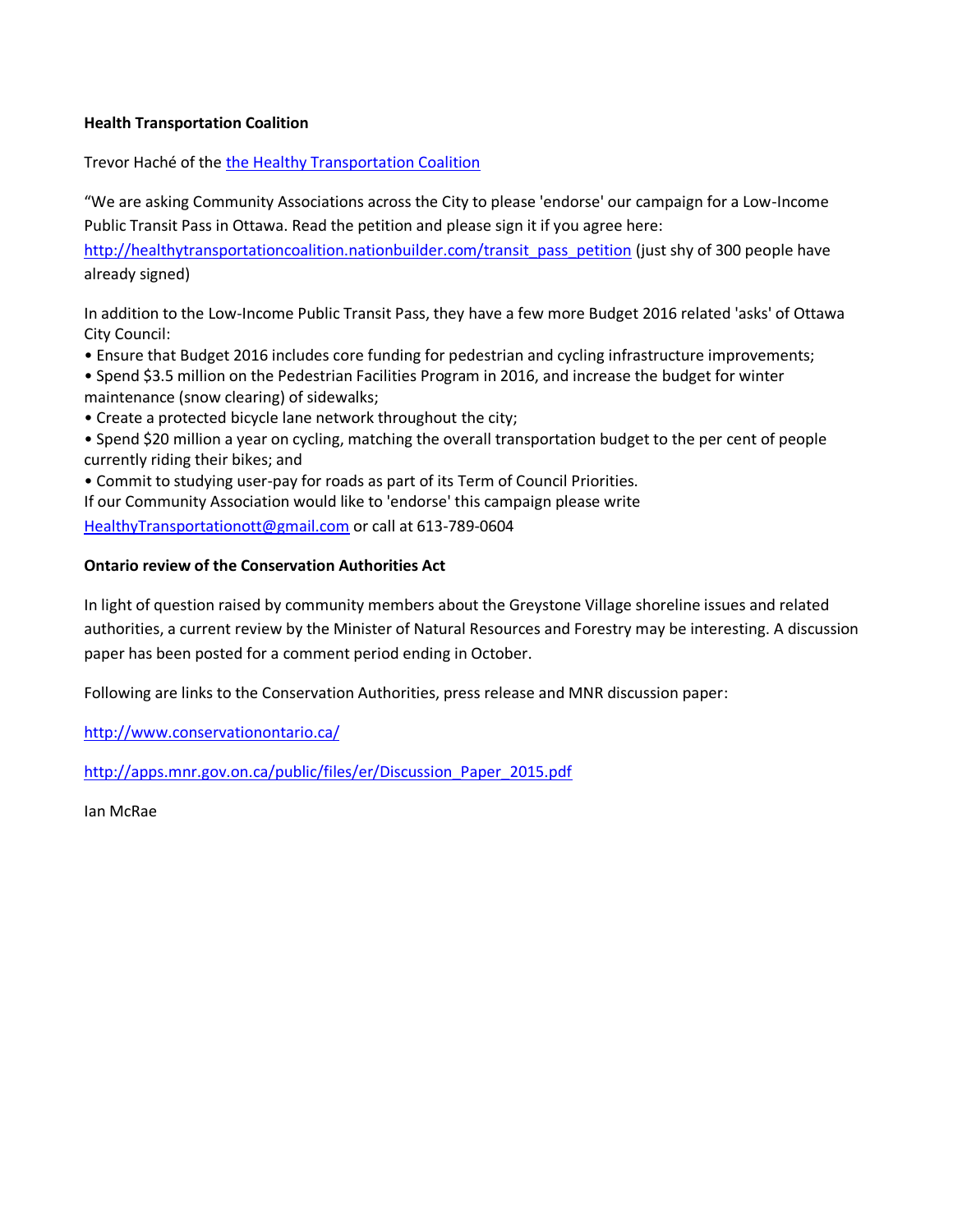**Health Transportation Coalition**

Trevor Haché of the the Healthy Transportation Coalition

"We are asking Community Associations across the City to please 'endorse' our campaign for a Low-Income Public Transit Pass in Ottawa. Read the petition and please sign it if you agree here: http://healthytransportationcoalition.nationbuilder.com/transit_pass_petition (just shy of 300 people have already signed)

In addition to the Low-Income Public Transit Pass, they have a few more Budget 2016 related 'asks' of Ottawa City Council:

- Ensure that Budget 2016 includes core funding for pedestrian and cycling infrastructure improvements;
- Spend $3.5 million on the Pedestrian Facilities Program in 2016, and increase the budget for winter maintenance (snow clearing) of sidewalks;
- Create a protected bicycle lane network throughout the city;
- Spend $20 million a year on cycling, matching the overall transportation budget to the per cent of people currently riding their bikes; and
- Commit to studying user-pay for roads as part of its Term of Council Priorities.

If our Community Association would like to 'endorse' this campaign please write HealthyTransportationott@gmail.com or call at 613-789-0604

**Ontario review of the Conservation Authorities Act**

In light of question raised by community members about the Greystone Village shoreline issues and related authorities, a current review by the Minister of Natural Resources and Forestry may be interesting. A discussion paper has been posted for a comment period ending in October.

Following are links to the Conservation Authorities, press release and MNR discussion paper:

http://www.conservationontario.ca/

http://apps.mnr.gov.on.ca/public/files/er/Discussion_Paper_2015.pdf

Ian McRae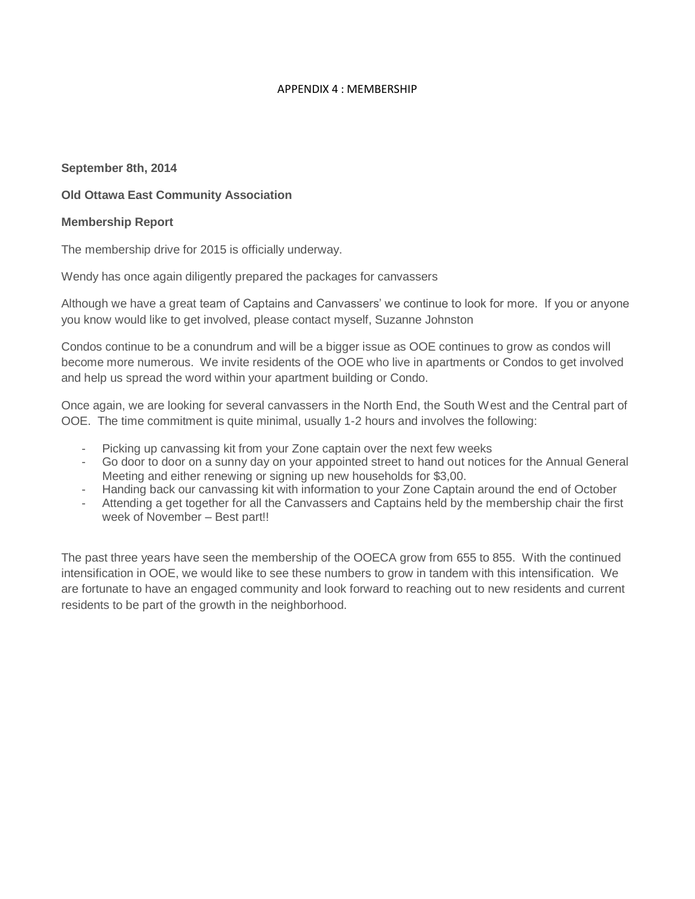APPENDIX 4 : MEMBERSHIP

**September 8th, 2014**

**Old Ottawa East Community Association**

**Membership Report**

The membership drive for 2015 is officially underway.

Wendy has once again diligently prepared the packages for canvassers

Although we have a great team of Captains and Canvassers' we continue to look for more. If you or anyone you know would like to get involved, please contact myself, Suzanne Johnston

Condos continue to be a conundrum and will be a bigger issue as OOE continues to grow as condos will become more numerous. We invite residents of the OOE who live in apartments or Condos to get involved and help us spread the word within your apartment building or Condo.

Once again, we are looking for several canvassers in the North End, the South West and the Central part of OOE. The time commitment is quite minimal, usually 1-2 hours and involves the following:

- Picking up canvassing kit from your Zone captain over the next few weeks
- Go door to door on a sunny day on your appointed street to hand out notices for the Annual General Meeting and either renewing or signing up new households for $3,00.
- Handing back our canvassing kit with information to your Zone Captain around the end of October
- Attending a get together for all the Canvassers and Captains held by the membership chair the first week of November – Best part!!

The past three years have seen the membership of the OOECA grow from 655 to 855. With the continued intensification in OOE, we would like to see these numbers to grow in tandem with this intensification. We are fortunate to have an engaged community and look forward to reaching out to new residents and current residents to be part of the growth in the neighborhood.